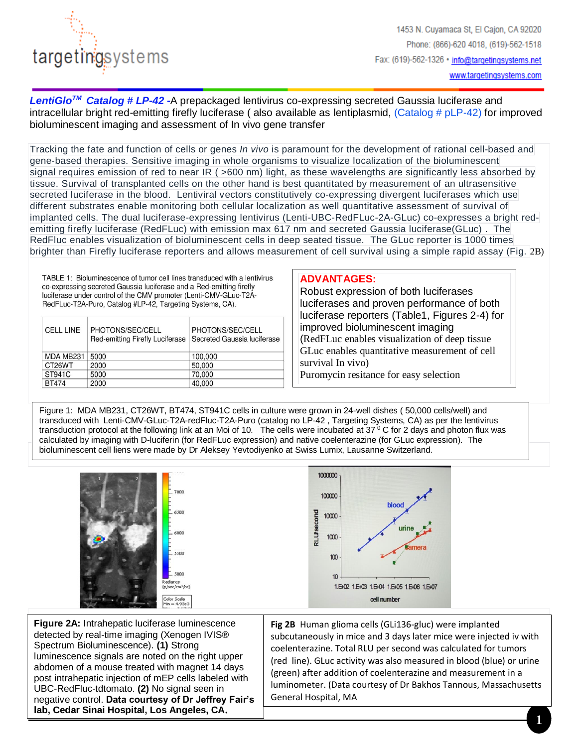**LentiGlo[TM] Catalog # LP-42** -A prepackaged lentivirus co-expressing secreted Gaussia luciferase and intracellular bright red-emitting firefly luciferase ( also available as lentiplasmid, (Catalog # pLP-42) for improved bioluminescent imaging and assessment of In vivo gene transfer

Tracking the fate and function of cells or genes *In vivo* is paramount for the development of rational cell-based and gene-based therapies. Sensitive imaging in whole organisms to visualize localization of the bioluminescent signal requires emission of red to near IR ( >600 nm) light, as these wavelengths are significantly less absorbed by tissue. Survival of transplanted cells on the other hand is best quantitated by measurement of an ultrasensitive secreted luciferase in the blood. Lentiviral vectors constitutively co-expressing divergent luciferases which use different substrates enable monitoring both cellular localization as well quantitative assessment of survival of implanted cells. The dual luciferase-expressing lentivirus (Lenti-UBC-RedFLuc-2A-GLuc) co-expresses a bright red-emitting firefly luciferase (RedFLuc) with emission max 617 nm and secreted Gaussia luciferase(GLuc) . The RedFluc enables visualization of bioluminescent cells in deep seated tissue. The GLuc reporter is 1000 times brighter than Firefly luciferase reporters and allows measurement of cell survival using a simple rapid assay (Fig. 2B)

TABLE 1: Bioluminescence of tumor cell lines transduced with a lentivirus co-expressing secreted Gaussia luciferase and a Red-emitting firefly luciferase under control of the CMV promoter (Lenti-CMV-GLuc-T2A-RedFLuc-T2A-Puro, Catalog #LP-42, Targeting Systems, CA).

| CELL LINE | PHOTONS/SEC/CELL Red-emitting Firefly Luciferase | PHOTONS/SEC/CELL Secreted Gaussia luciferase |
|---|---|---|
| MDA MB231 | 5000 | 100,000 |
| CT26WT | 2000 | 50,000 |
| ST941C | 5000 | 70,000 |
| BT474 | 2000 | 40,000 |

**ADVANTAGES:**

Robust expression of both luciferases luciferases and proven performance of both luciferase reporters (Table1, Figures 2-4) for improved bioluminescent imaging

(RedFLuc enables visualization of deep tissue GLuc enables quantitative measurement of cell survival In vivo)

Puromycin resitance for easy selection

Figure 1: MDA MB231, CT26WT, BT474, ST941C cells in culture were grown in 24-well dishes ( 50,000 cells/well) and transduced with Lenti-CMV-GLuc-T2A-redFluc-T2A-Puro (catalog no LP-42 , Targeting Systems, CA) as per the lentivirus transduction protocol at the following link at an Moi of 10. The cells were incubated at 37 $^{0}$ C for 2 days and photon flux was calculated by imaging with D-luciferin (for RedFLuc expression) and native coelenterazine (for GLuc expression). The bioluminescent cell liens were made by Dr Aleksey Yevtodiyenko at Swiss Lumix, Lausanne Switzerland.

**Figure 2A:** Intrahepatic luciferase luminescence detected by real-time imaging (Xenogen IVIS® Spectrum Bioluminescence). **(1)** Strong luminescence signals are noted on the right upper abdomen of a mouse treated with magnet 14 days post intrahepatic injection of mEP cells labeled with UBC-RedFluc-tdtomato. **(2)** No signal seen in negative control. **Data courtesy of Dr Jeffrey Fair's lab, Cedar Sinai Hospital, Los Angeles, CA.**

**Fig 2B** Human glioma cells (GLi136-gluc) were implanted subcutaneously in mice and 3 days later mice were injected iv with coelenterazine. Total RLU per second was calculated for tumors (red line). GLuc activity was also measured in blood (blue) or urine (green) after addition of coelenterazine and measurement in a luminometer. (Data courtesy of Dr Bakhos Tannous, Massachusetts General Hospital, MA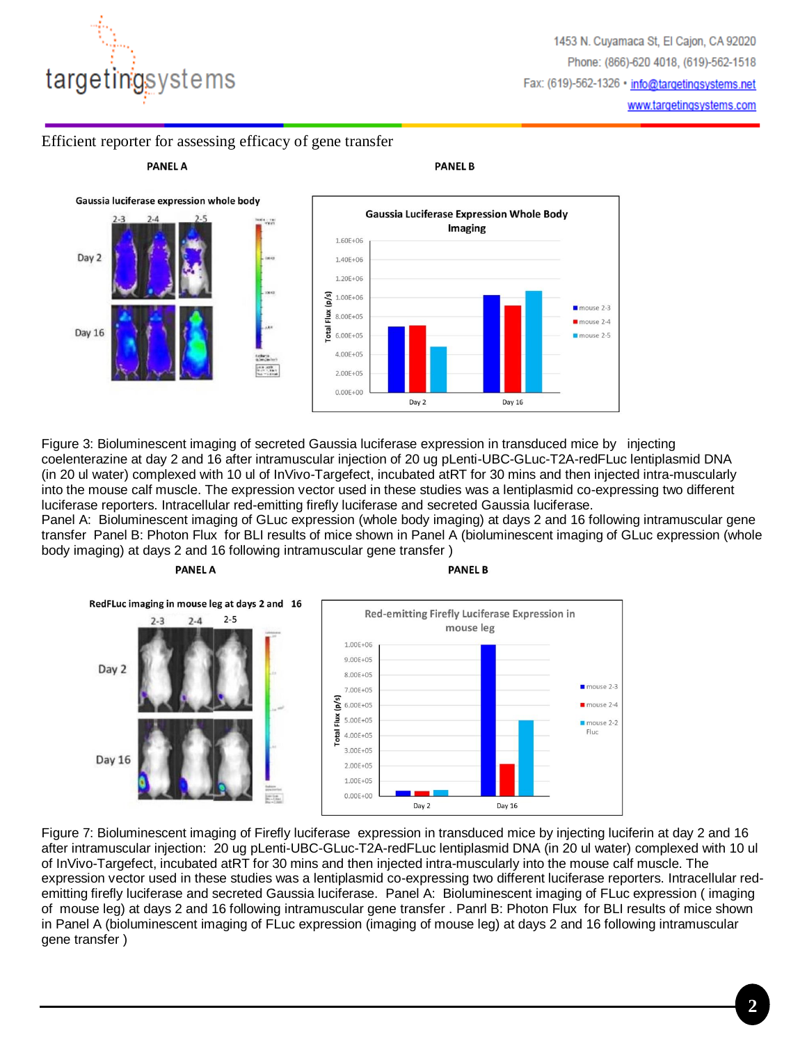Efficient reporter for assessing efficacy of gene transfer

PANEL A

PANEL B

Gaussia luciferase expression whole body

Gaussia Luciferase Expression Whole Body Imaging

Figure 3: Bioluminescent imaging of secreted Gaussia luciferase expression in transduced mice by injecting coelenterazine at day 2 and 16 after intramuscular injection of 20 ug pLenti-UBC-GLuc-T2A-redFLuc lentiplasmid DNA (in 20 ul water) complexed with 10 ul of InVivo-Targefect, incubated atRT for 30 mins and then injected intra-muscularly into the mouse calf muscle. The expression vector used in these studies was a lentiplasmid co-expressing two different luciferase reporters. Intracellular red-emitting firefly luciferase and secreted Gaussia luciferase.
Panel A: Bioluminescent imaging of GLuc expression (whole body imaging) at days 2 and 16 following intramuscular gene transfer Panel B: Photon Flux for BLI results of mice shown in Panel A (bioluminescent imaging of GLuc expression (whole body imaging) at days 2 and 16 following intramuscular gene transfer )

PANEL A

PANEL B

RedFLuc imaging in mouse leg at days 2 and 16

Red-emitting Firefly Luciferase Expression in mouse leg

Figure 7: Bioluminescent imaging of Firefly luciferase expression in transduced mice by injecting luciferin at day 2 and 16 after intramuscular injection: 20 ug pLenti-UBC-GLuc-T2A-redFLuc lentiplasmid DNA (in 20 ul water) complexed with 10 ul of InVivo-Targefect, incubated atRT for 30 mins and then injected intra-muscularly into the mouse calf muscle. The expression vector used in these studies was a lentiplasmid co-expressing two different luciferase reporters. Intracellular red-emitting firefly luciferase and secreted Gaussia luciferase. Panel A: Bioluminescent imaging of FLuc expression ( imaging of mouse leg) at days 2 and 16 following intramuscular gene transfer . Panrl B: Photon Flux for BLI results of mice shown in Panel A (bioluminescent imaging of FLuc expression (imaging of mouse leg) at days 2 and 16 following intramuscular gene transfer )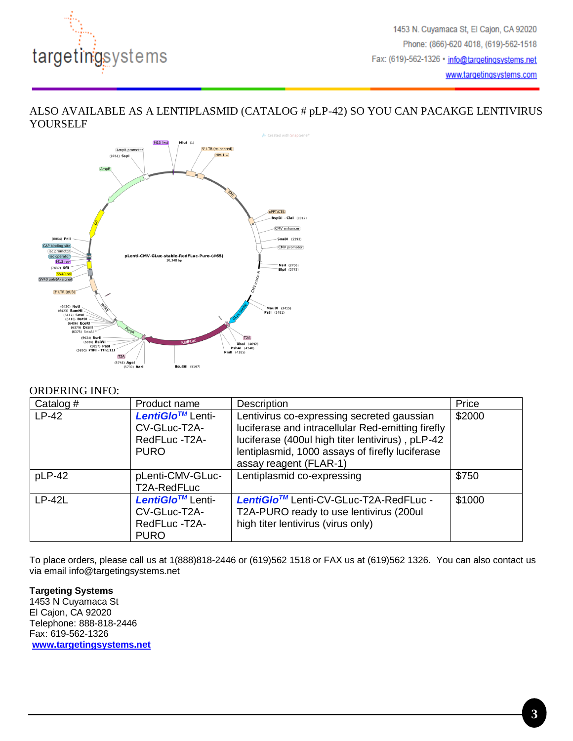ALSO AVAILABLE AS A LENTIPLASMID (CATALOG # pLP-42) SO YOU CAN PACAKGE LENTIVIRUS YOURSELF

Created with SnapGene®

pLenti-CMV-GLuc-stable-RedFLuc-Puro-(#65)
10,348 bp

M13 fwd
MluI (1)
5' LTR (truncated)
HIV-1 Ψ
RRE
cPPT/CTS
BspDI - ClaI (1917)
CMV enhancer
SnaBI (2293)
CMV promoter
NsiI (2706)
BlpI (2773)
CMV intron A
GLuc-stable
MauBI (3415)
PstI (3481)
T2A
XbaI (4092)
PshAI (4248)
PmlI (4285)
RedFLuc
Bsu36I (5167)
(5748) AgeI
(5730) AarI
T2A
PuroR
(5924) RsrII
(5864) BsiWI
(5857) PasI
(5850) PflFI - Tth111I
(6430) NotI
(6423) BamHI
(6417) SwaI
(6410) BstBI
(6406) EcoRI
(6379) DraIII
(6375) SexAI *
WPRE
3' LTR (ΔU3)
SV40 poly(A) signal
SV40 ori
(7637) SfiI
M13 rev
lac operator
lac promoter
CAP binding site
(8064) PciI
ori
AmpR
AmpR promoter
(9761) SspI

ORDERING INFO:

| Catalog # | Product name | Description | Price |
|---|---|---|---|
| LP-42 | ***LentiGlo™*** Lenti-CV-GLuc-T2A-RedFLuc -T2A-PURO | Lentivirus co-expressing secreted gaussian luciferase and intracellular Red-emitting firefly luciferase (400ul high titer lentivirus) , pLP-42 lentiplasmid, 1000 assays of firefly luciferase assay reagent (FLAR-1) | $2000 |
| pLP-42 | pLenti-CMV-GLuc-T2A-RedFLuc | Lentiplasmid co-expressing | $750 |
| LP-42L | ***LentiGlo™*** Lenti-CV-GLuc-T2A-RedFLuc -T2A-PURO | ***LentiGlo™*** Lenti-CV-GLuc-T2A-RedFLuc -T2A-PURO ready to use lentivirus (200ul high titer lentivirus (virus only) | $1000 |

To place orders, please call us at 1(888)818-2446 or (619)562 1518 or FAX us at (619)562 1326. You can also contact us via email info@targetingsystems.net

**Targeting Systems**
1453 N Cuyamaca St
El Cajon, CA 92020
Telephone: 888-818-2446
Fax: 619-562-1326
**www.targetingsystems.net**